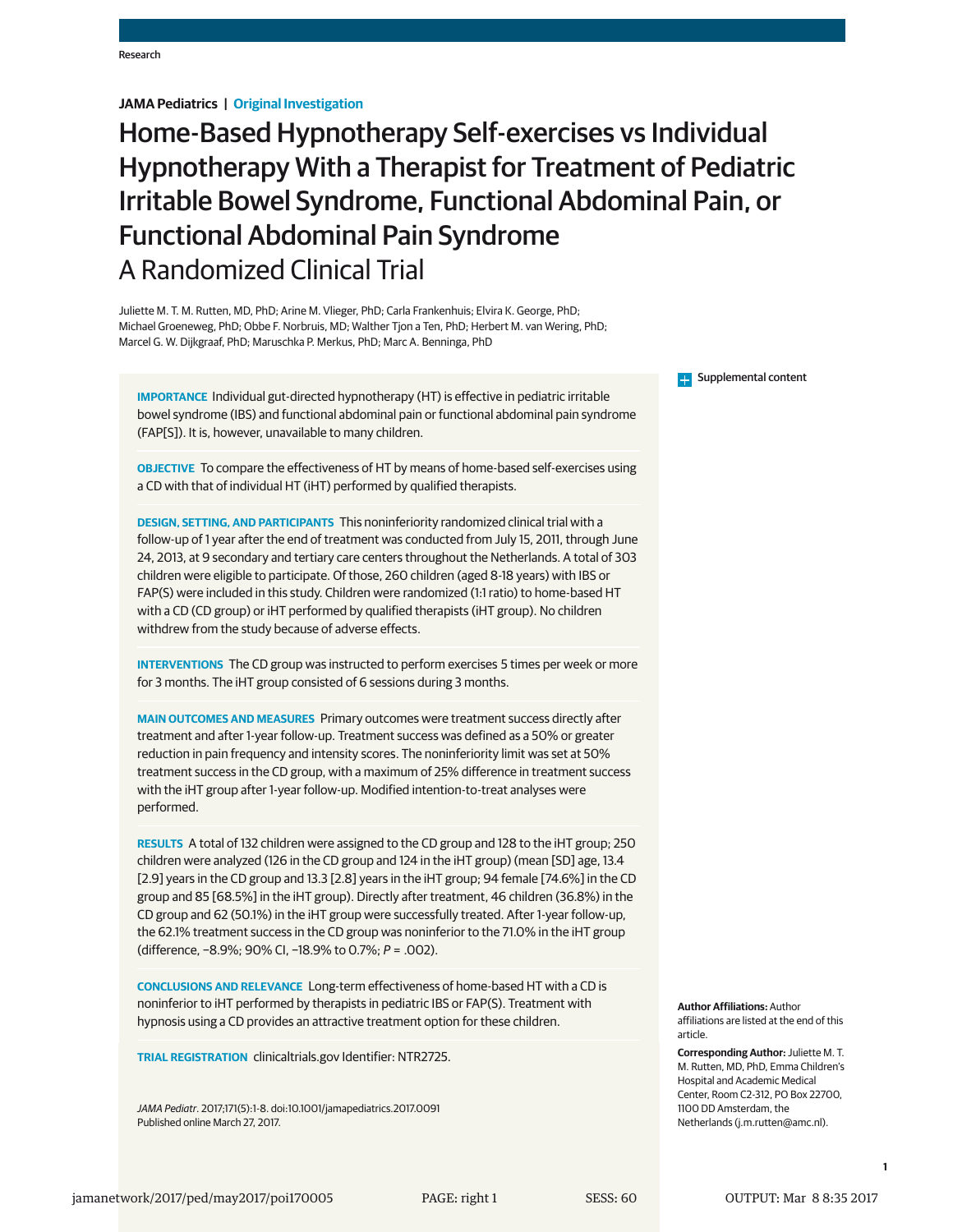JAMA Pediatrics | Original Investigation

# Home-Based Hypnotherapy Self-exercises vs Individual Hypnotherapy With a Therapist for Treatment of Pediatric Irritable Bowel Syndrome, Functional Abdominal Pain, or Functional Abdominal Pain Syndrome
## A Randomized Clinical Trial

Juliette M. T. M. Rutten, MD, PhD; Arine M. Vlieger, PhD; Carla Frankenhuis; Elvira K. George, PhD; Michael Groeneweg, PhD; Obbe F. Norbruis, MD; Walther Tjon a Ten, PhD; Herbert M. van Wering, PhD; Marcel G. W. Dijkgraaf, PhD; Maruschka P. Merkus, PhD; Marc A. Benninga, PhD

**IMPORTANCE** Individual gut-directed hypnotherapy (HT) is effective in pediatric irritable bowel syndrome (IBS) and functional abdominal pain or functional abdominal pain syndrome (FAP[S]). It is, however, unavailable to many children.

**OBJECTIVE** To compare the effectiveness of HT by means of home-based self-exercises using a CD with that of individual HT (iHT) performed by qualified therapists.

**DESIGN, SETTING, AND PARTICIPANTS** This noninferiority randomized clinical trial with a follow-up of 1 year after the end of treatment was conducted from July 15, 2011, through June 24, 2013, at 9 secondary and tertiary care centers throughout the Netherlands. A total of 303 children were eligible to participate. Of those, 260 children (aged 8-18 years) with IBS or FAP(S) were included in this study. Children were randomized (1:1 ratio) to home-based HT with a CD (CD group) or iHT performed by qualified therapists (iHT group). No children withdrew from the study because of adverse effects.

**INTERVENTIONS** The CD group was instructed to perform exercises 5 times per week or more for 3 months. The iHT group consisted of 6 sessions during 3 months.

**MAIN OUTCOMES AND MEASURES** Primary outcomes were treatment success directly after treatment and after 1-year follow-up. Treatment success was defined as a 50% or greater reduction in pain frequency and intensity scores. The noninferiority limit was set at 50% treatment success in the CD group, with a maximum of 25% difference in treatment success with the iHT group after 1-year follow-up. Modified intention-to-treat analyses were performed.

**RESULTS** A total of 132 children were assigned to the CD group and 128 to the iHT group; 250 children were analyzed (126 in the CD group and 124 in the iHT group) (mean [SD] age, 13.4 [2.9] years in the CD group and 13.3 [2.8] years in the iHT group; 94 female [74.6%] in the CD group and 85 [68.5%] in the iHT group). Directly after treatment, 46 children (36.8%) in the CD group and 62 (50.1%) in the iHT group were successfully treated. After 1-year follow-up, the 62.1% treatment success in the CD group was noninferior to the 71.0% in the iHT group (difference, −8.9%; 90% CI, −18.9% to 0.7%; *P* = .002).

**CONCLUSIONS AND RELEVANCE** Long-term effectiveness of home-based HT with a CD is noninferior to iHT performed by therapists in pediatric IBS or FAP(S). Treatment with hypnosis using a CD provides an attractive treatment option for these children.

**TRIAL REGISTRATION** clinicaltrials.gov Identifier: NTR2725.

*JAMA Pediatr*. 2017;171(5):1-8. doi:10.1001/jamapediatrics.2017.0091
Published online March 27, 2017.

Supplemental content

**Author Affiliations:** Author affiliations are listed at the end of this article.

**Corresponding Author:** Juliette M. T. M. Rutten, MD, PhD, Emma Children's Hospital and Academic Medical Center, Room C2-312, PO Box 22700, 1100 DD Amsterdam, the Netherlands (j.m.rutten@amc.nl).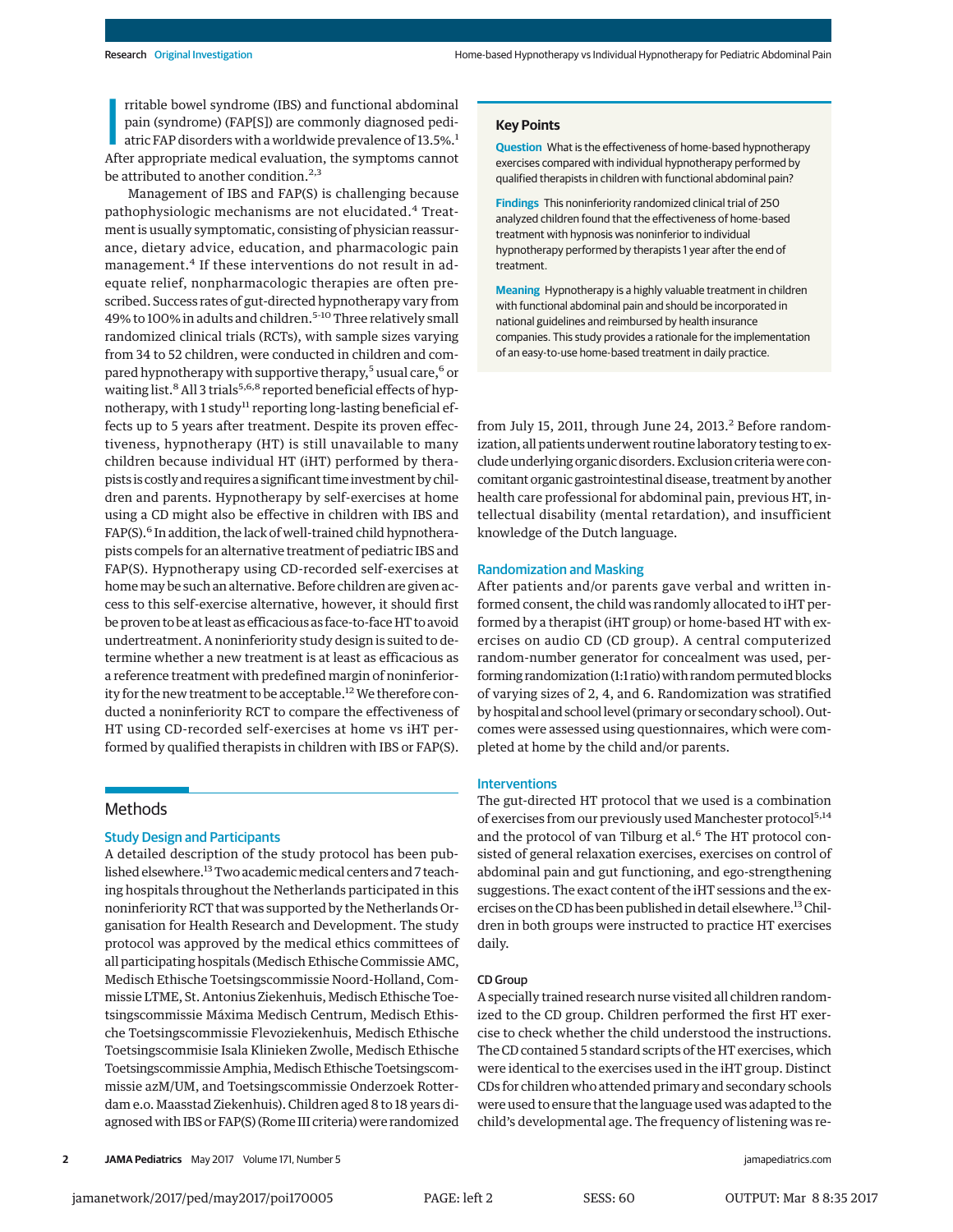Irritable bowel syndrome (IBS) and functional abdominal pain (syndrome) (FAP[S]) are commonly diagnosed pediatric FAP disorders with a worldwide prevalence of 13.5%.[1] After appropriate medical evaluation, the symptoms cannot be attributed to another condition.[2,3]

Management of IBS and FAP(S) is challenging because pathophysiologic mechanisms are not elucidated.[4] Treatment is usually symptomatic, consisting of physician reassurance, dietary advice, education, and pharmacologic pain management.[4] If these interventions do not result in adequate relief, nonpharmacologic therapies are often prescribed. Success rates of gut-directed hypnotherapy vary from 49% to 100% in adults and children.[5-10] Three relatively small randomized clinical trials (RCTs), with sample sizes varying from 34 to 52 children, were conducted in children and compared hypnotherapy with supportive therapy,[5] usual care,[6] or waiting list.[8] All 3 trials[5,6,8] reported beneficial effects of hypnotherapy, with 1 study[11] reporting long-lasting beneficial effects up to 5 years after treatment. Despite its proven effectiveness, hypnotherapy (HT) is still unavailable to many children because individual HT (iHT) performed by therapists is costly and requires a significant time investment by children and parents. Hypnotherapy by self-exercises at home using a CD might also be effective in children with IBS and FAP(S).[6] In addition, the lack of well-trained child hypnotherapists compels for an alternative treatment of pediatric IBS and FAP(S). Hypnotherapy using CD-recorded self-exercises at home may be such an alternative. Before children are given access to this self-exercise alternative, however, it should first be proven to be at least as efficacious as face-to-face HT to avoid undertreatment. A noninferiority study design is suited to determine whether a new treatment is at least as efficacious as a reference treatment with predefined margin of noninferiority for the new treatment to be acceptable.[12] We therefore conducted a noninferiority RCT to compare the effectiveness of HT using CD-recorded self-exercises at home vs iHT performed by qualified therapists in children with IBS or FAP(S).

> **Key Points**
>
> **Question** What is the effectiveness of home-based hypnotherapy exercises compared with individual hypnotherapy performed by qualified therapists in children with functional abdominal pain?
>
> **Findings** This noninferiority randomized clinical trial of 250 analyzed children found that the effectiveness of home-based treatment with hypnosis was noninferior to individual hypnotherapy performed by therapists 1 year after the end of treatment.
>
> **Meaning** Hypnotherapy is a highly valuable treatment in children with functional abdominal pain and should be incorporated in national guidelines and reimbursed by health insurance companies. This study provides a rationale for the implementation of an easy-to-use home-based treatment in daily practice.

## Methods

### Study Design and Participants

A detailed description of the study protocol has been published elsewhere.[13] Two academic medical centers and 7 teaching hospitals throughout the Netherlands participated in this noninferiority RCT that was supported by the Netherlands Organisation for Health Research and Development. The study protocol was approved by the medical ethics committees of all participating hospitals (Medisch Ethische Commissie AMC, Medisch Ethische Toetsingscommissie Noord-Holland, Commissie LTME, St. Antonius Ziekenhuis, Medisch Ethische Toetsingscommissie Máxima Medisch Centrum, Medisch Ethische Toetsingscommissie Flevoziekenhuis, Medisch Ethische Toetsingscommisie Isala Klinieken Zwolle, Medisch Ethische Toetsingscommissie Amphia, Medisch Ethische Toetsingscommissie azM/UM, and Toetsingscommissie Onderzoek Rotterdam e.o. Maasstad Ziekenhuis). Children aged 8 to 18 years diagnosed with IBS or FAP(S) (Rome III criteria) were randomized from July 15, 2011, through June 24, 2013.[2] Before randomization, all patients underwent routine laboratory testing to exclude underlying organic disorders. Exclusion criteria were concomitant organic gastrointestinal disease, treatment by another health care professional for abdominal pain, previous HT, intellectual disability (mental retardation), and insufficient knowledge of the Dutch language.

### Randomization and Masking

After patients and/or parents gave verbal and written informed consent, the child was randomly allocated to iHT performed by a therapist (iHT group) or home-based HT with exercises on audio CD (CD group). A central computerized random-number generator for concealment was used, performing randomization (1:1 ratio) with random permuted blocks of varying sizes of 2, 4, and 6. Randomization was stratified by hospital and school level (primary or secondary school). Outcomes were assessed using questionnaires, which were completed at home by the child and/or parents.

### Interventions

The gut-directed HT protocol that we used is a combination of exercises from our previously used Manchester protocol[5,14] and the protocol of van Tilburg et al.[6] The HT protocol consisted of general relaxation exercises, exercises on control of abdominal pain and gut functioning, and ego-strengthening suggestions. The exact content of the iHT sessions and the exercises on the CD has been published in detail elsewhere.[13] Children in both groups were instructed to practice HT exercises daily.

#### CD Group

A specially trained research nurse visited all children randomized to the CD group. Children performed the first HT exercise to check whether the child understood the instructions. The CD contained 5 standard scripts of the HT exercises, which were identical to the exercises used in the iHT group. Distinct CDs for children who attended primary and secondary schools were used to ensure that the language used was adapted to the child's developmental age. The frequency of listening was re-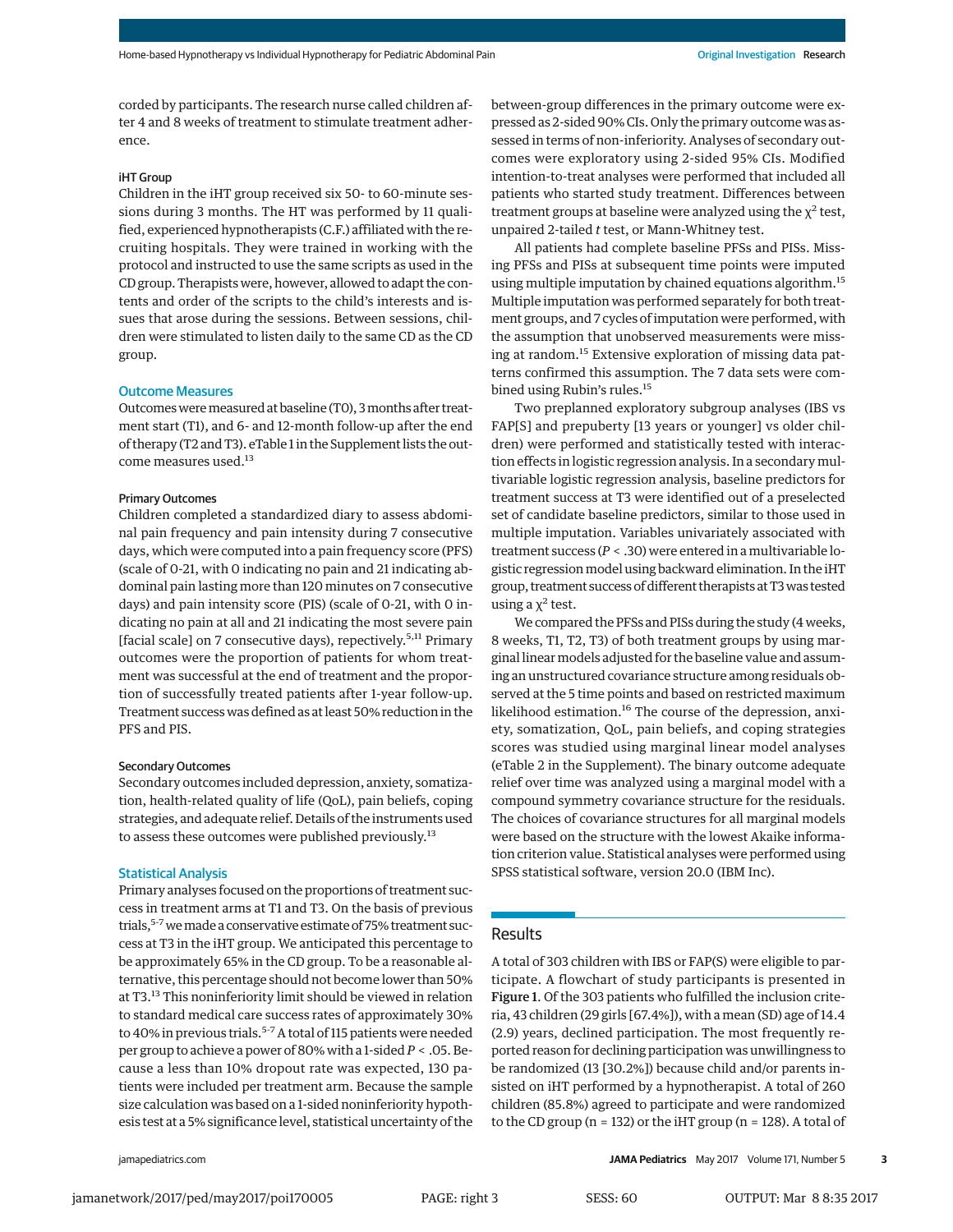corded by participants. The research nurse called children after 4 and 8 weeks of treatment to stimulate treatment adherence.

#### iHT Group

Children in the iHT group received six 50- to 60-minute sessions during 3 months. The HT was performed by 11 qualified, experienced hypnotherapists (C.F.) affiliated with the recruiting hospitals. They were trained in working with the protocol and instructed to use the same scripts as used in the CD group. Therapists were, however, allowed to adapt the contents and order of the scripts to the child's interests and issues that arose during the sessions. Between sessions, children were stimulated to listen daily to the same CD as the CD group.

### Outcome Measures

Outcomes were measured at baseline (T0), 3 months after treatment start (T1), and 6- and 12-month follow-up after the end of therapy (T2 and T3). eTable 1 in the Supplement lists the outcome measures used.[13]

#### Primary Outcomes

Children completed a standardized diary to assess abdominal pain frequency and pain intensity during 7 consecutive days, which were computed into a pain frequency score (PFS) (scale of 0-21, with 0 indicating no pain and 21 indicating abdominal pain lasting more than 120 minutes on 7 consecutive days) and pain intensity score (PIS) (scale of 0-21, with 0 indicating no pain at all and 21 indicating the most severe pain [facial scale] on 7 consecutive days), repectively.[5,11] Primary outcomes were the proportion of patients for whom treatment was successful at the end of treatment and the proportion of successfully treated patients after 1-year follow-up. Treatment success was defined as at least 50% reduction in the PFS and PIS.

#### Secondary Outcomes

Secondary outcomes included depression, anxiety, somatization, health-related quality of life (QoL), pain beliefs, coping strategies, and adequate relief. Details of the instruments used to assess these outcomes were published previously.[13]

### Statistical Analysis

Primary analyses focused on the proportions of treatment success in treatment arms at T1 and T3. On the basis of previous trials,[5-7] we made a conservative estimate of 75% treatment success at T3 in the iHT group. We anticipated this percentage to be approximately 65% in the CD group. To be a reasonable alternative, this percentage should not become lower than 50% at T3.[13] This noninferiority limit should be viewed in relation to standard medical care success rates of approximately 30% to 40% in previous trials.[5-7] A total of 115 patients were needed per group to achieve a power of 80% with a 1-sided $P < .05$. Because a less than 10% dropout rate was expected, 130 patients were included per treatment arm. Because the sample size calculation was based on a 1-sided noninferiority hypothesis test at a 5% significance level, statistical uncertainty of the between-group differences in the primary outcome were expressed as 2-sided 90% CIs. Only the primary outcome was assessed in terms of non-inferiority. Analyses of secondary outcomes were exploratory using 2-sided 95% CIs. Modified intention-to-treat analyses were performed that included all patients who started study treatment. Differences between treatment groups at baseline were analyzed using the $\chi^2$ test, unpaired 2-tailed *t* test, or Mann-Whitney test.

All patients had complete baseline PFSs and PISs. Missing PFSs and PISs at subsequent time points were imputed using multiple imputation by chained equations algorithm.[15] Multiple imputation was performed separately for both treatment groups, and 7 cycles of imputation were performed, with the assumption that unobserved measurements were missing at random.[15] Extensive exploration of missing data patterns confirmed this assumption. The 7 data sets were combined using Rubin's rules.[15]

Two preplanned exploratory subgroup analyses (IBS vs FAP[S] and prepuberty [13 years or younger] vs older children) were performed and statistically tested with interaction effects in logistic regression analysis. In a secondary multivariable logistic regression analysis, baseline predictors for treatment success at T3 were identified out of a preselected set of candidate baseline predictors, similar to those used in multiple imputation. Variables univariately associated with treatment success ($P < .30$) were entered in a multivariable logistic regression model using backward elimination. In the iHT group, treatment success of different therapists at T3 was tested using a $\chi^2$ test.

We compared the PFSs and PISs during the study (4 weeks, 8 weeks, T1, T2, T3) of both treatment groups by using marginal linear models adjusted for the baseline value and assuming an unstructured covariance structure among residuals observed at the 5 time points and based on restricted maximum likelihood estimation.[16] The course of the depression, anxiety, somatization, QoL, pain beliefs, and coping strategies scores was studied using marginal linear model analyses (eTable 2 in the Supplement). The binary outcome adequate relief over time was analyzed using a marginal model with a compound symmetry covariance structure for the residuals. The choices of covariance structures for all marginal models were based on the structure with the lowest Akaike information criterion value. Statistical analyses were performed using SPSS statistical software, version 20.0 (IBM Inc).

## Results

A total of 303 children with IBS or FAP(S) were eligible to participate. A flowchart of study participants is presented in **Figure 1**. Of the 303 patients who fulfilled the inclusion criteria, 43 children (29 girls [67.4%]), with a mean (SD) age of 14.4 (2.9) years, declined participation. The most frequently reported reason for declining participation was unwillingness to be randomized (13 [30.2%]) because child and/or parents insisted on iHT performed by a hypnotherapist. A total of 260 children (85.8%) agreed to participate and were randomized to the CD group (n = 132) or the iHT group (n = 128). A total of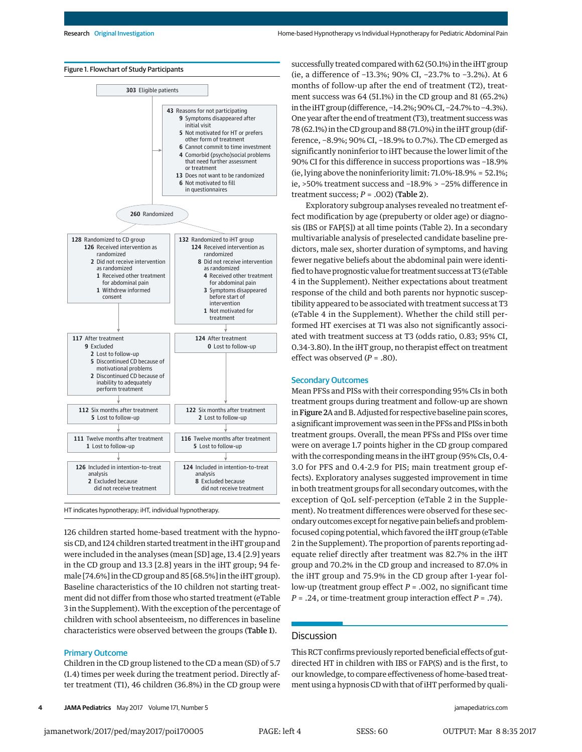Figure 1. Flowchart of Study Participants

- **303** Eligible patients
- **43** Reasons for not participating
  - **9** Symptoms disappeared after initial visit
  - **5** Not motivated for HT or prefers other form of treatment
  - **6** Cannot commit to time investment
  - **4** Comorbid (psycho)social problems that need further assessment or treatment
  - **13** Does not want to be randomized
  - **6** Not motivated to fill in questionnaires
- **260** Randomized

| CD group | iHT group |
|---|---|
| **128** Randomized to CD group; **126** Received intervention as randomized; **2** Did not receive intervention as randomized; **1** Received other treatment for abdominal pain; **1** Withdrew informed consent | **132** Randomized to iHT group; **124** Received intervention as randomized; **8** Did not receive intervention as randomized; **4** Received other treatment for abdominal pain; **3** Symptoms disappeared before start of intervention; **1** Not motivated for treatment |
| **117** After treatment; **9** Excluded; **2** Lost to follow-up; **5** Discontinued CD because of motivational problems; **2** Discontinued CD because of inability to adequately perform treatment | **124** After treatment; **0** Lost to follow-up |
| **112** Six months after treatment; **5** Lost to follow-up | **122** Six months after treatment; **2** Lost to follow-up |
| **111** Twelve months after treatment; **1** Lost to follow-up | **116** Twelve months after treatment; **5** Lost to follow-up |
| **126** Included in intention-to-treat analysis; **2** Excluded because did not receive treatment | **124** Included in intention-to-treat analysis; **8** Excluded because did not receive treatment |

HT indicates hypnotherapy; iHT, individual hypnotherapy.

126 children started home-based treatment with the hypnosis CD, and 124 children started treatment in the iHT group and were included in the analyses (mean [SD] age, 13.4 [2.9] years in the CD group and 13.3 [2.8] years in the iHT group; 94 female [74.6%] in the CD group and 85 [68.5%] in the iHT group). Baseline characteristics of the 10 children not starting treatment did not differ from those who started treatment (eTable 3 in the Supplement). With the exception of the percentage of children with school absenteeism, no differences in baseline characteristics were observed between the groups (**Table 1**).

## Primary Outcome

Children in the CD group listened to the CD a mean (SD) of 5.7 (1.4) times per week during the treatment period. Directly after treatment (T1), 46 children (36.8%) in the CD group were successfully treated compared with 62 (50.1%) in the iHT group (ie, a difference of −13.3%; 90% CI, −23.7% to −3.2%). At 6 months of follow-up after the end of treatment (T2), treatment success was 64 (51.1%) in the CD group and 81 (65.2%) in the iHT group (difference, −14.2%; 90% CI, −24.7% to −4.3%). One year after the end of treatment (T3), treatment success was 78 (62.1%) in the CD group and 88 (71.0%) in the iHT group (difference, −8.9%; 90% CI, −18.9% to 0.7%). The CD emerged as significantly noninferior to iHT because the lower limit of the 90% CI for this difference in success proportions was −18.9% (ie, lying above the noninferiority limit: 71.0%-18.9% = 52.1%; ie, >50% treatment success and −18.9% > −25% difference in treatment success; *P* = .002) (**Table 2**).

Exploratory subgroup analyses revealed no treatment effect modification by age (prepuberty or older age) or diagnosis (IBS or FAP[S]) at all time points (Table 2). In a secondary multivariable analysis of preselected candidate baseline predictors, male sex, shorter duration of symptoms, and having fewer negative beliefs about the abdominal pain were identified to have prognostic value for treatment success at T3 (eTable 4 in the Supplement). Neither expectations about treatment response of the child and both parents nor hypnotic susceptibility appeared to be associated with treatment success at T3 (eTable 4 in the Supplement). Whether the child still performed HT exercises at T1 was also not significantly associated with treatment success at T3 (odds ratio, 0.83; 95% CI, 0.34-3.80). In the iHT group, no therapist effect on treatment effect was observed (*P* = .80).

## Secondary Outcomes

Mean PFSs and PISs with their corresponding 95% CIs in both treatment groups during treatment and follow-up are shown in **Figure 2**A and B. Adjusted for respective baseline pain scores, a significant improvement was seen in the PFSs and PISs in both treatment groups. Overall, the mean PFSs and PISs over time were on average 1.7 points higher in the CD group compared with the corresponding means in the iHT group (95% CIs, 0.4-3.0 for PFS and 0.4-2.9 for PIS; main treatment group effects). Exploratory analyses suggested improvement in time in both treatment groups for all secondary outcomes, with the exception of QoL self-perception (eTable 2 in the Supplement). No treatment differences were observed for these secondary outcomes except for negative pain beliefs and problem-focused coping potential, which favored the iHT group (eTable 2 in the Supplement). The proportion of parents reporting adequate relief directly after treatment was 82.7% in the iHT group and 70.2% in the CD group and increased to 87.0% in the iHT group and 75.9% in the CD group after 1-year follow-up (treatment group effect *P* = .002, no significant time *P* = .24, or time-treatment group interaction effect *P* = .74).

## Discussion

This RCT confirms previously reported beneficial effects of gut-directed HT in children with IBS or FAP(S) and is the first, to our knowledge, to compare effectiveness of home-based treatment using a hypnosis CD with that of iHT performed by quali-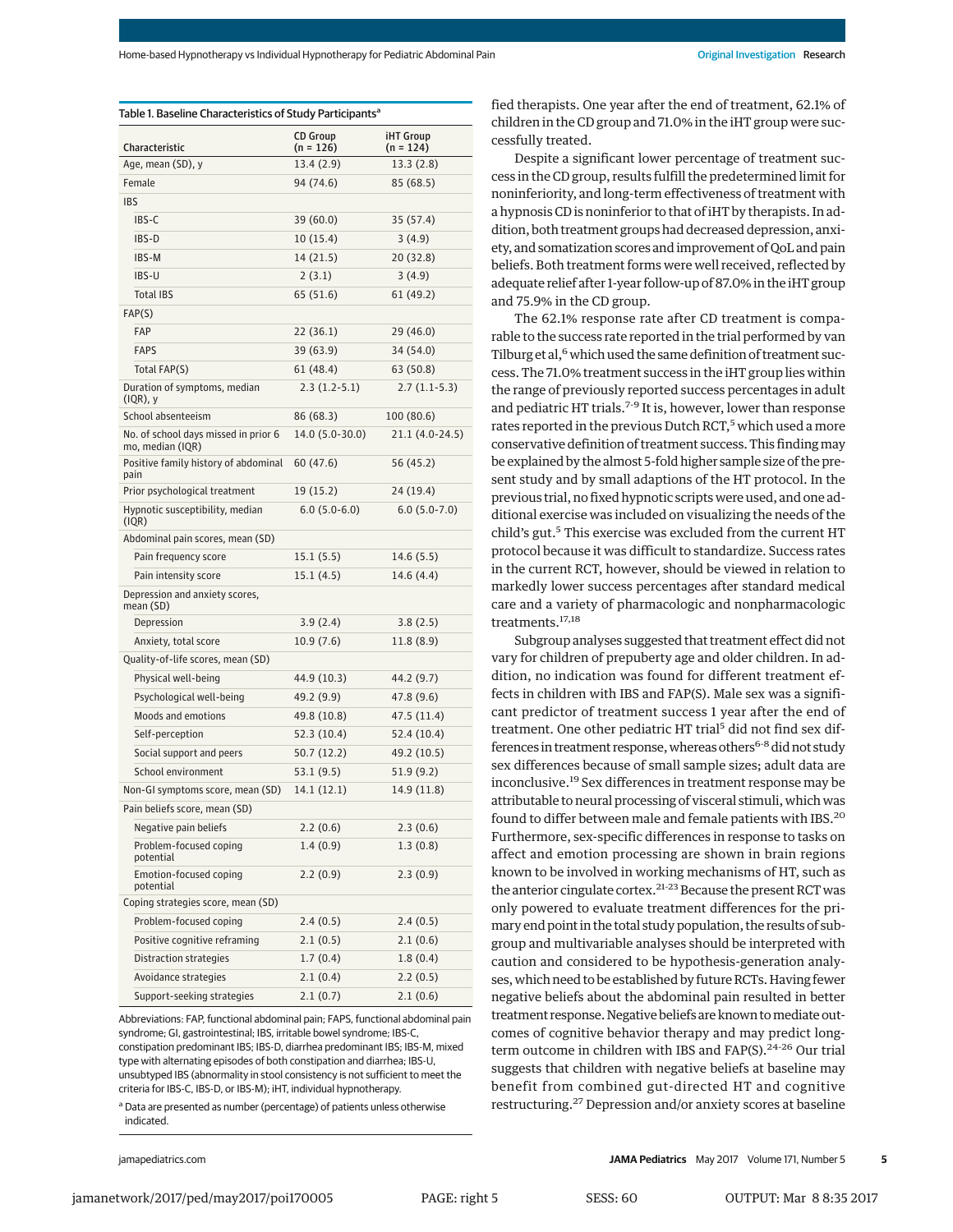**Table 1. Baseline Characteristics of Study Participants[a]**

| Characteristic | CD Group (n = 126) | iHT Group (n = 124) |
|---|---|---|
| Age, mean (SD), y | 13.4 (2.9) | 13.3 (2.8) |
| Female | 94 (74.6) | 85 (68.5) |
| IBS | | |
| IBS-C | 39 (60.0) | 35 (57.4) |
| IBS-D | 10 (15.4) | 3 (4.9) |
| IBS-M | 14 (21.5) | 20 (32.8) |
| IBS-U | 2 (3.1) | 3 (4.9) |
| Total IBS | 65 (51.6) | 61 (49.2) |
| FAP(S) | | |
| FAP | 22 (36.1) | 29 (46.0) |
| FAPS | 39 (63.9) | 34 (54.0) |
| Total FAP(S) | 61 (48.4) | 63 (50.8) |
| Duration of symptoms, median (IQR), y | 2.3 (1.2-5.1) | 2.7 (1.1-5.3) |
| School absenteeism | 86 (68.3) | 100 (80.6) |
| No. of school days missed in prior 6 mo, median (IQR) | 14.0 (5.0-30.0) | 21.1 (4.0-24.5) |
| Positive family history of abdominal pain | 60 (47.6) | 56 (45.2) |
| Prior psychological treatment | 19 (15.2) | 24 (19.4) |
| Hypnotic susceptibility, median (IQR) | 6.0 (5.0-6.0) | 6.0 (5.0-7.0) |
| Abdominal pain scores, mean (SD) | | |
| Pain frequency score | 15.1 (5.5) | 14.6 (5.5) |
| Pain intensity score | 15.1 (4.5) | 14.6 (4.4) |
| Depression and anxiety scores, mean (SD) | | |
| Depression | 3.9 (2.4) | 3.8 (2.5) |
| Anxiety, total score | 10.9 (7.6) | 11.8 (8.9) |
| Quality-of-life scores, mean (SD) | | |
| Physical well-being | 44.9 (10.3) | 44.2 (9.7) |
| Psychological well-being | 49.2 (9.9) | 47.8 (9.6) |
| Moods and emotions | 49.8 (10.8) | 47.5 (11.4) |
| Self-perception | 52.3 (10.4) | 52.4 (10.4) |
| Social support and peers | 50.7 (12.2) | 49.2 (10.5) |
| School environment | 53.1 (9.5) | 51.9 (9.2) |
| Non-GI symptoms score, mean (SD) | 14.1 (12.1) | 14.9 (11.8) |
| Pain beliefs score, mean (SD) | | |
| Negative pain beliefs | 2.2 (0.6) | 2.3 (0.6) |
| Problem-focused coping potential | 1.4 (0.9) | 1.3 (0.8) |
| Emotion-focused coping potential | 2.2 (0.9) | 2.3 (0.9) |
| Coping strategies score, mean (SD) | | |
| Problem-focused coping | 2.4 (0.5) | 2.4 (0.5) |
| Positive cognitive reframing | 2.1 (0.5) | 2.1 (0.6) |
| Distraction strategies | 1.7 (0.4) | 1.8 (0.4) |
| Avoidance strategies | 2.1 (0.4) | 2.2 (0.5) |
| Support-seeking strategies | 2.1 (0.7) | 2.1 (0.6) |

Abbreviations: FAP, functional abdominal pain; FAPS, functional abdominal pain syndrome; GI, gastrointestinal; IBS, irritable bowel syndrome; IBS-C, constipation predominant IBS; IBS-D, diarrhea predominant IBS; IBS-M, mixed type with alternating episodes of both constipation and diarrhea; IBS-U, unsubtyped IBS (abnormality in stool consistency is not sufficient to meet the criteria for IBS-C, IBS-D, or IBS-M); iHT, individual hypnotherapy.

[a] Data are presented as number (percentage) of patients unless otherwise indicated.

fied therapists. One year after the end of treatment, 62.1% of children in the CD group and 71.0% in the iHT group were successfully treated.

Despite a significant lower percentage of treatment success in the CD group, results fulfill the predetermined limit for noninferiority, and long-term effectiveness of treatment with a hypnosis CD is noninferior to that of iHT by therapists. In addition, both treatment groups had decreased depression, anxiety, and somatization scores and improvement of QoL and pain beliefs. Both treatment forms were well received, reflected by adequate relief after 1-year follow-up of 87.0% in the iHT group and 75.9% in the CD group.

The 62.1% response rate after CD treatment is comparable to the success rate reported in the trial performed by van Tilburg et al,[6] which used the same definition of treatment success. The 71.0% treatment success in the iHT group lies within the range of previously reported success percentages in adult and pediatric HT trials.[7-9] It is, however, lower than response rates reported in the previous Dutch RCT,[5] which used a more conservative definition of treatment success. This finding may be explained by the almost 5-fold higher sample size of the present study and by small adaptions of the HT protocol. In the previous trial, no fixed hypnotic scripts were used, and one additional exercise was included on visualizing the needs of the child's gut.[5] This exercise was excluded from the current HT protocol because it was difficult to standardize. Success rates in the current RCT, however, should be viewed in relation to markedly lower success percentages after standard medical care and a variety of pharmacologic and nonpharmacologic treatments.[17,18]

Subgroup analyses suggested that treatment effect did not vary for children of prepuberty age and older children. In addition, no indication was found for different treatment effects in children with IBS and FAP(S). Male sex was a significant predictor of treatment success 1 year after the end of treatment. One other pediatric HT trial[5] did not find sex differences in treatment response, whereas others[6-8] did not study sex differences because of small sample sizes; adult data are inconclusive.[19] Sex differences in treatment response may be attributable to neural processing of visceral stimuli, which was found to differ between male and female patients with IBS.[20] Furthermore, sex-specific differences in response to tasks on affect and emotion processing are shown in brain regions known to be involved in working mechanisms of HT, such as the anterior cingulate cortex.[21-23] Because the present RCT was only powered to evaluate treatment differences for the primary end point in the total study population, the results of subgroup and multivariable analyses should be interpreted with caution and considered to be hypothesis-generation analyses, which need to be established by future RCTs. Having fewer negative beliefs about the abdominal pain resulted in better treatment response. Negative beliefs are known to mediate outcomes of cognitive behavior therapy and may predict long-term outcome in children with IBS and FAP(S).[24-26] Our trial suggests that children with negative beliefs at baseline may benefit from combined gut-directed HT and cognitive restructuring.[27] Depression and/or anxiety scores at baseline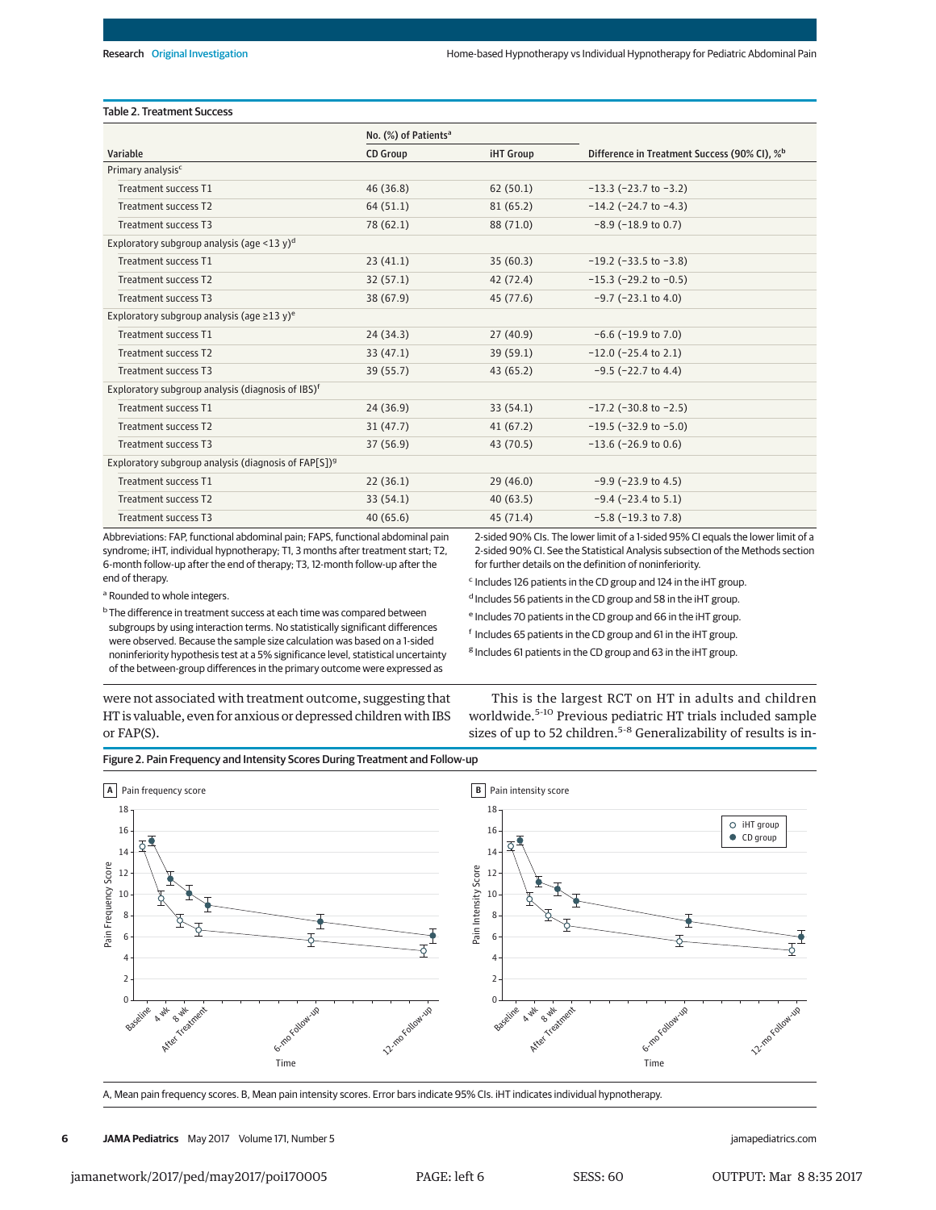Table 2. Treatment Success

| Variable | No. (%) of Patients[a] | | Difference in Treatment Success (90% CI), %[b] |
|---|---|---|---|
| | CD Group | iHT Group | |
| Primary analysis[c] | | | |
| Treatment success T1 | 46 (36.8) | 62 (50.1) | −13.3 (−23.7 to −3.2) |
| Treatment success T2 | 64 (51.1) | 81 (65.2) | −14.2 (−24.7 to −4.3) |
| Treatment success T3 | 78 (62.1) | 88 (71.0) | −8.9 (−18.9 to 0.7) |
| Exploratory subgroup analysis (age <13 y)[d] | | | |
| Treatment success T1 | 23 (41.1) | 35 (60.3) | −19.2 (−33.5 to −3.8) |
| Treatment success T2 | 32 (57.1) | 42 (72.4) | −15.3 (−29.2 to −0.5) |
| Treatment success T3 | 38 (67.9) | 45 (77.6) | −9.7 (−23.1 to 4.0) |
| Exploratory subgroup analysis (age ≥13 y)[e] | | | |
| Treatment success T1 | 24 (34.3) | 27 (40.9) | −6.6 (−19.9 to 7.0) |
| Treatment success T2 | 33 (47.1) | 39 (59.1) | −12.0 (−25.4 to 2.1) |
| Treatment success T3 | 39 (55.7) | 43 (65.2) | −9.5 (−22.7 to 4.4) |
| Exploratory subgroup analysis (diagnosis of IBS)[f] | | | |
| Treatment success T1 | 24 (36.9) | 33 (54.1) | −17.2 (−30.8 to −2.5) |
| Treatment success T2 | 31 (47.7) | 41 (67.2) | −19.5 (−32.9 to −5.0) |
| Treatment success T3 | 37 (56.9) | 43 (70.5) | −13.6 (−26.9 to 0.6) |
| Exploratory subgroup analysis (diagnosis of FAP[S])[g] | | | |
| Treatment success T1 | 22 (36.1) | 29 (46.0) | −9.9 (−23.9 to 4.5) |
| Treatment success T2 | 33 (54.1) | 40 (63.5) | −9.4 (−23.4 to 5.1) |
| Treatment success T3 | 40 (65.6) | 45 (71.4) | −5.8 (−19.3 to 7.8) |

Abbreviations: FAP, functional abdominal pain; FAPS, functional abdominal pain syndrome; iHT, individual hypnotherapy; T1, 3 months after treatment start; T2, 6-month follow-up after the end of therapy; T3, 12-month follow-up after the end of therapy.

[a] Rounded to whole integers.

[b] The difference in treatment success at each time was compared between subgroups by using interaction terms. No statistically significant differences were observed. Because the sample size calculation was based on a 1-sided noninferiority hypothesis test at a 5% significance level, statistical uncertainty of the between-group differences in the primary outcome were expressed as 2-sided 90% CIs. The lower limit of a 1-sided 95% CI equals the lower limit of a 2-sided 90% CI. See the Statistical Analysis subsection of the Methods section for further details on the definition of noninferiority.

[c] Includes 126 patients in the CD group and 124 in the iHT group.

[d] Includes 56 patients in the CD group and 58 in the iHT group.

[e] Includes 70 patients in the CD group and 66 in the iHT group.

[f] Includes 65 patients in the CD group and 61 in the iHT group.

[g] Includes 61 patients in the CD group and 63 in the iHT group.

were not associated with treatment outcome, suggesting that HT is valuable, even for anxious or depressed children with IBS or FAP(S).

This is the largest RCT on HT in adults and children worldwide.[5-10] Previous pediatric HT trials included sample sizes of up to 52 children.[5-8] Generalizability of results is in-

Figure 2. Pain Frequency and Intensity Scores During Treatment and Follow-up

A, Mean pain frequency scores. B, Mean pain intensity scores. Error bars indicate 95% CIs. iHT indicates individual hypnotherapy.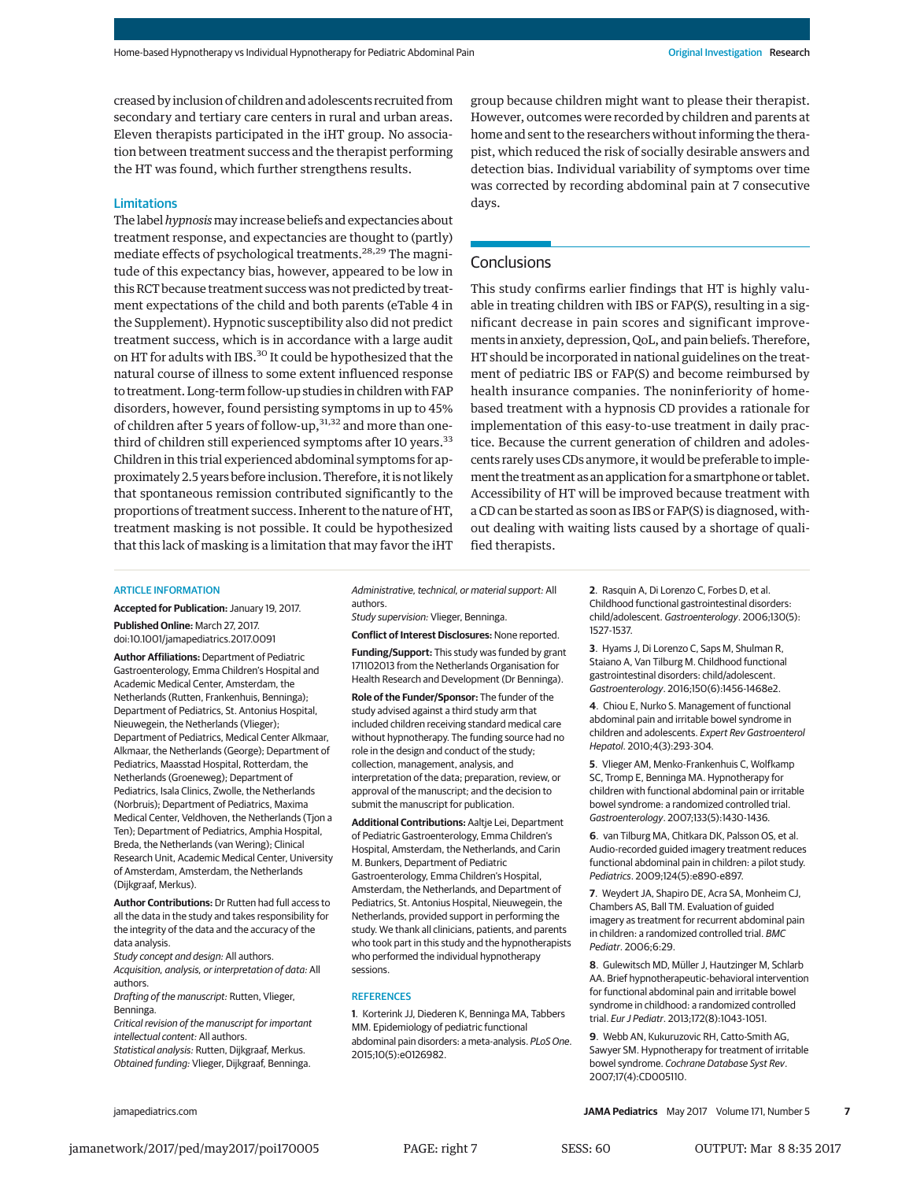creased by inclusion of children and adolescents recruited from secondary and tertiary care centers in rural and urban areas. Eleven therapists participated in the iHT group. No association between treatment success and the therapist performing the HT was found, which further strengthens results.

### Limitations

The label *hypnosis* may increase beliefs and expectancies about treatment response, and expectancies are thought to (partly) mediate effects of psychological treatments.[28,29] The magnitude of this expectancy bias, however, appeared to be low in this RCT because treatment success was not predicted by treatment expectations of the child and both parents (eTable 4 in the Supplement). Hypnotic susceptibility also did not predict treatment success, which is in accordance with a large audit on HT for adults with IBS.[30] It could be hypothesized that the natural course of illness to some extent influenced response to treatment. Long-term follow-up studies in children with FAP disorders, however, found persisting symptoms in up to 45% of children after 5 years of follow-up,[31,32] and more than one-third of children still experienced symptoms after 10 years.[33] Children in this trial experienced abdominal symptoms for approximately 2.5 years before inclusion. Therefore, it is not likely that spontaneous remission contributed significantly to the proportions of treatment success. Inherent to the nature of HT, treatment masking is not possible. It could be hypothesized that this lack of masking is a limitation that may favor the iHT group because children might want to please their therapist. However, outcomes were recorded by children and parents at home and sent to the researchers without informing the therapist, which reduced the risk of socially desirable answers and detection bias. Individual variability of symptoms over time was corrected by recording abdominal pain at 7 consecutive days.

## Conclusions

This study confirms earlier findings that HT is highly valuable in treating children with IBS or FAP(S), resulting in a significant decrease in pain scores and significant improvements in anxiety, depression, QoL, and pain beliefs. Therefore, HT should be incorporated in national guidelines on the treatment of pediatric IBS or FAP(S) and become reimbursed by health insurance companies. The noninferiority of home-based treatment with a hypnosis CD provides a rationale for implementation of this easy-to-use treatment in daily practice. Because the current generation of children and adolescents rarely uses CDs anymore, it would be preferable to implement the treatment as an application for a smartphone or tablet. Accessibility of HT will be improved because treatment with a CD can be started as soon as IBS or FAP(S) is diagnosed, without dealing with waiting lists caused by a shortage of qualified therapists.

### ARTICLE INFORMATION

**Accepted for Publication:** January 19, 2017.

**Published Online:** March 27, 2017. doi:10.1001/jamapediatrics.2017.0091

**Author Affiliations:** Department of Pediatric Gastroenterology, Emma Children's Hospital and Academic Medical Center, Amsterdam, the Netherlands (Rutten, Frankenhuis, Benninga); Department of Pediatrics, St. Antonius Hospital, Nieuwegein, the Netherlands (Vlieger); Department of Pediatrics, Medical Center Alkmaar, Alkmaar, the Netherlands (George); Department of Pediatrics, Maasstad Hospital, Rotterdam, the Netherlands (Groeneweg); Department of Pediatrics, Isala Clinics, Zwolle, the Netherlands (Norbruis); Department of Pediatrics, Maxima Medical Center, Veldhoven, the Netherlands (Tjon a Ten); Department of Pediatrics, Amphia Hospital, Breda, the Netherlands (van Wering); Clinical Research Unit, Academic Medical Center, University of Amsterdam, Amsterdam, the Netherlands (Dijkgraaf, Merkus).

**Author Contributions:** Dr Rutten had full access to all the data in the study and takes responsibility for the integrity of the data and the accuracy of the data analysis.
*Study concept and design:* All authors.
*Acquisition, analysis, or interpretation of data:* All authors.
*Drafting of the manuscript:* Rutten, Vlieger, Benninga.
*Critical revision of the manuscript for important intellectual content:* All authors.
*Statistical analysis:* Rutten, Dijkgraaf, Merkus.
*Obtained funding:* Vlieger, Dijkgraaf, Benninga.
*Administrative, technical, or material support:* All authors.
*Study supervision:* Vlieger, Benninga.

**Conflict of Interest Disclosures:** None reported.

**Funding/Support:** This study was funded by grant 171102013 from the Netherlands Organisation for Health Research and Development (Dr Benninga).

**Role of the Funder/Sponsor:** The funder of the study advised against a third study arm that included children receiving standard medical care without hypnotherapy. The funding source had no role in the design and conduct of the study; collection, management, analysis, and interpretation of the data; preparation, review, or approval of the manuscript; and the decision to submit the manuscript for publication.

**Additional Contributions:** Aaltje Lei, Department of Pediatric Gastroenterology, Emma Children's Hospital, Amsterdam, the Netherlands, and Carin M. Bunkers, Department of Pediatric Gastroenterology, Emma Children's Hospital, Amsterdam, the Netherlands, and Department of Pediatrics, St. Antonius Hospital, Nieuwegein, the Netherlands, provided support in performing the study. We thank all clinicians, patients, and parents who took part in this study and the hypnotherapists who performed the individual hypnotherapy sessions.

### REFERENCES

1. Korterink JJ, Diederen K, Benninga MA, Tabbers MM. Epidemiology of pediatric functional abdominal pain disorders: a meta-analysis. *PLoS One*. 2015;10(5):e0126982.

2. Rasquin A, Di Lorenzo C, Forbes D, et al. Childhood functional gastrointestinal disorders: child/adolescent. *Gastroenterology*. 2006;130(5):1527-1537.

3. Hyams J, Di Lorenzo C, Saps M, Shulman R, Staiano A, Van Tilburg M. Childhood functional gastrointestinal disorders: child/adolescent. *Gastroenterology*. 2016;150(6):1456-1468e2.

4. Chiou E, Nurko S. Management of functional abdominal pain and irritable bowel syndrome in children and adolescents. *Expert Rev Gastroenterol Hepatol*. 2010;4(3):293-304.

5. Vlieger AM, Menko-Frankenhuis C, Wolfkamp SC, Tromp E, Benninga MA. Hypnotherapy for children with functional abdominal pain or irritable bowel syndrome: a randomized controlled trial. *Gastroenterology*. 2007;133(5):1430-1436.

6. van Tilburg MA, Chitkara DK, Palsson OS, et al. Audio-recorded guided imagery treatment reduces functional abdominal pain in children: a pilot study. *Pediatrics*. 2009;124(5):e890-e897.

7. Weydert JA, Shapiro DE, Acra SA, Monheim CJ, Chambers AS, Ball TM. Evaluation of guided imagery as treatment for recurrent abdominal pain in children: a randomized controlled trial. *BMC Pediatr*. 2006;6:29.

8. Gulewitsch MD, Müller J, Hautzinger M, Schlarb AA. Brief hypnotherapeutic-behavioral intervention for functional abdominal pain and irritable bowel syndrome in childhood: a randomized controlled trial. *Eur J Pediatr*. 2013;172(8):1043-1051.

9. Webb AN, Kukuruzovic RH, Catto-Smith AG, Sawyer SM. Hypnotherapy for treatment of irritable bowel syndrome. *Cochrane Database Syst Rev*. 2007;17(4):CD005110.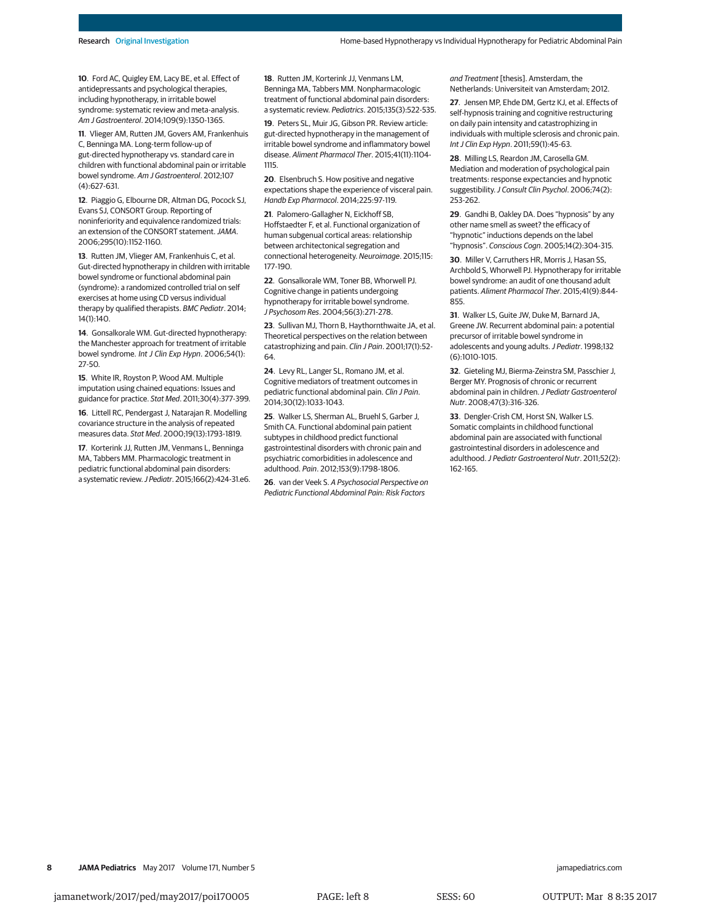10. Ford AC, Quigley EM, Lacy BE, et al. Effect of antidepressants and psychological therapies, including hypnotherapy, in irritable bowel syndrome: systematic review and meta-analysis. *Am J Gastroenterol*. 2014;109(9):1350-1365.

11. Vlieger AM, Rutten JM, Govers AM, Frankenhuis C, Benninga MA. Long-term follow-up of gut-directed hypnotherapy vs. standard care in children with functional abdominal pain or irritable bowel syndrome. *Am J Gastroenterol*. 2012;107(4):627-631.

12. Piaggio G, Elbourne DR, Altman DG, Pocock SJ, Evans SJ, CONSORT Group. Reporting of noninferiority and equivalence randomized trials: an extension of the CONSORT statement. *JAMA*. 2006;295(10):1152-1160.

13. Rutten JM, Vlieger AM, Frankenhuis C, et al. Gut-directed hypnotherapy in children with irritable bowel syndrome or functional abdominal pain (syndrome): a randomized controlled trial on self exercises at home using CD versus individual therapy by qualified therapists. *BMC Pediatr*. 2014;14(1):140.

14. Gonsalkorale WM. Gut-directed hypnotherapy: the Manchester approach for treatment of irritable bowel syndrome. *Int J Clin Exp Hypn*. 2006;54(1):27-50.

15. White IR, Royston P, Wood AM. Multiple imputation using chained equations: Issues and guidance for practice. *Stat Med*. 2011;30(4):377-399.

16. Littell RC, Pendergast J, Natarajan R. Modelling covariance structure in the analysis of repeated measures data. *Stat Med*. 2000;19(13):1793-1819.

17. Korterink JJ, Rutten JM, Venmans L, Benninga MA, Tabbers MM. Pharmacologic treatment in pediatric functional abdominal pain disorders: a systematic review. *J Pediatr*. 2015;166(2):424-31.e6.

18. Rutten JM, Korterink JJ, Venmans LM, Benninga MA, Tabbers MM. Nonpharmacologic treatment of functional abdominal pain disorders: a systematic review. *Pediatrics*. 2015;135(3):522-535.

19. Peters SL, Muir JG, Gibson PR. Review article: gut-directed hypnotherapy in the management of irritable bowel syndrome and inflammatory bowel disease. *Aliment Pharmacol Ther*. 2015;41(11):1104-1115.

20. Elsenbruch S. How positive and negative expectations shape the experience of visceral pain. *Handb Exp Pharmacol*. 2014;225:97-119.

21. Palomero-Gallagher N, Eickhoff SB, Hoffstaedter F, et al. Functional organization of human subgenual cortical areas: relationship between architectonical segregation and connectional heterogeneity. *Neuroimage*. 2015;115:177-190.

22. Gonsalkorale WM, Toner BB, Whorwell PJ. Cognitive change in patients undergoing hypnotherapy for irritable bowel syndrome. *J Psychosom Res*. 2004;56(3):271-278.

23. Sullivan MJ, Thorn B, Haythornthwaite JA, et al. Theoretical perspectives on the relation between catastrophizing and pain. *Clin J Pain*. 2001;17(1):52-64.

24. Levy RL, Langer SL, Romano JM, et al. Cognitive mediators of treatment outcomes in pediatric functional abdominal pain. *Clin J Pain*. 2014;30(12):1033-1043.

25. Walker LS, Sherman AL, Bruehl S, Garber J, Smith CA. Functional abdominal pain patient subtypes in childhood predict functional gastrointestinal disorders with chronic pain and psychiatric comorbidities in adolescence and adulthood. *Pain*. 2012;153(9):1798-1806.

26. van der Veek S. *A Psychosocial Perspective on Pediatric Functional Abdominal Pain: Risk Factors and Treatment* [thesis]. Amsterdam, the Netherlands: Universiteit van Amsterdam; 2012.

27. Jensen MP, Ehde DM, Gertz KJ, et al. Effects of self-hypnosis training and cognitive restructuring on daily pain intensity and catastrophizing in individuals with multiple sclerosis and chronic pain. *Int J Clin Exp Hypn*. 2011;59(1):45-63.

28. Milling LS, Reardon JM, Carosella GM. Mediation and moderation of psychological pain treatments: response expectancies and hypnotic suggestibility. *J Consult Clin Psychol*. 2006;74(2):253-262.

29. Gandhi B, Oakley DA. Does "hypnosis" by any other name smell as sweet? the efficacy of "hypnotic" inductions depends on the label "hypnosis". *Conscious Cogn*. 2005;14(2):304-315.

30. Miller V, Carruthers HR, Morris J, Hasan SS, Archbold S, Whorwell PJ. Hypnotherapy for irritable bowel syndrome: an audit of one thousand adult patients. *Aliment Pharmacol Ther*. 2015;41(9):844-855.

31. Walker LS, Guite JW, Duke M, Barnard JA, Greene JW. Recurrent abdominal pain: a potential precursor of irritable bowel syndrome in adolescents and young adults. *J Pediatr*. 1998;132(6):1010-1015.

32. Gieteling MJ, Bierma-Zeinstra SM, Passchier J, Berger MY. Prognosis of chronic or recurrent abdominal pain in children. *J Pediatr Gastroenterol Nutr*. 2008;47(3):316-326.

33. Dengler-Crish CM, Horst SN, Walker LS. Somatic complaints in childhood functional abdominal pain are associated with functional gastrointestinal disorders in adolescence and adulthood. *J Pediatr Gastroenterol Nutr*. 2011;52(2):162-165.